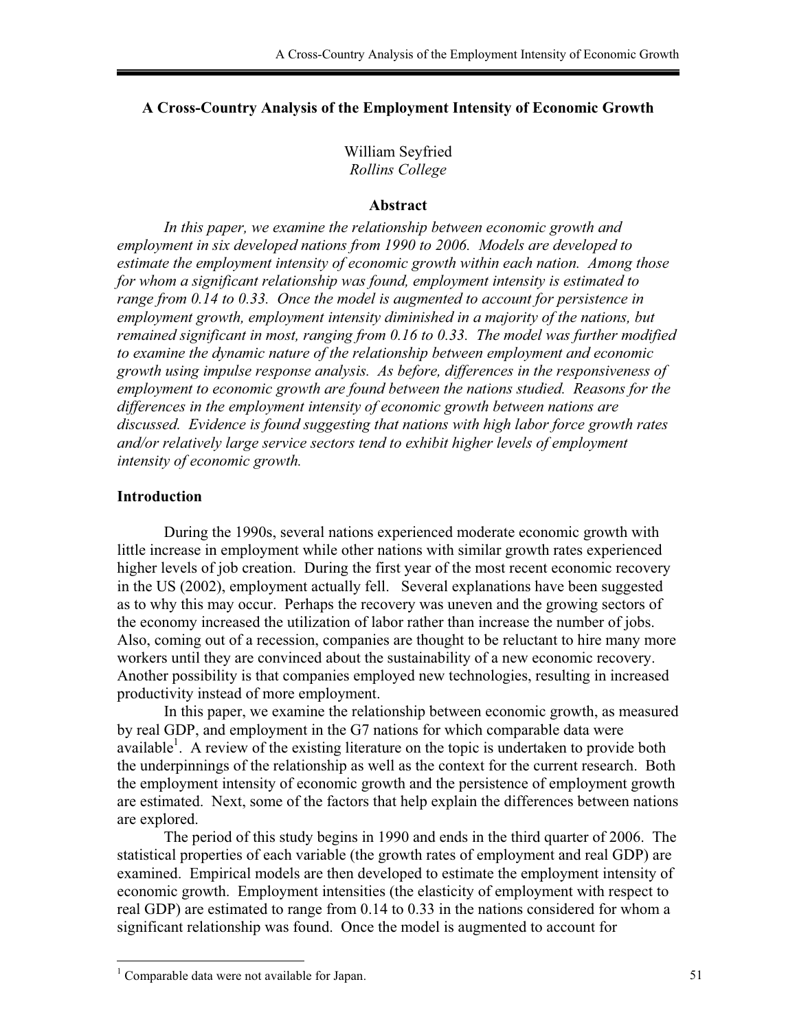# A Cross-Country Analysis of the Employment Intensity of Economic Growth

William Seyfried
*Rollins College*

## Abstract

*In this paper, we examine the relationship between economic growth and employment in six developed nations from 1990 to 2006. Models are developed to estimate the employment intensity of economic growth within each nation. Among those for whom a significant relationship was found, employment intensity is estimated to range from 0.14 to 0.33. Once the model is augmented to account for persistence in employment growth, employment intensity diminished in a majority of the nations, but remained significant in most, ranging from 0.16 to 0.33. The model was further modified to examine the dynamic nature of the relationship between employment and economic growth using impulse response analysis. As before, differences in the responsiveness of employment to economic growth are found between the nations studied. Reasons for the differences in the employment intensity of economic growth between nations are discussed. Evidence is found suggesting that nations with high labor force growth rates and/or relatively large service sectors tend to exhibit higher levels of employment intensity of economic growth.*

## Introduction

During the 1990s, several nations experienced moderate economic growth with little increase in employment while other nations with similar growth rates experienced higher levels of job creation. During the first year of the most recent economic recovery in the US (2002), employment actually fell. Several explanations have been suggested as to why this may occur. Perhaps the recovery was uneven and the growing sectors of the economy increased the utilization of labor rather than increase the number of jobs. Also, coming out of a recession, companies are thought to be reluctant to hire many more workers until they are convinced about the sustainability of a new economic recovery. Another possibility is that companies employed new technologies, resulting in increased productivity instead of more employment.

In this paper, we examine the relationship between economic growth, as measured by real GDP, and employment in the G7 nations for which comparable data were available[1]. A review of the existing literature on the topic is undertaken to provide both the underpinnings of the relationship as well as the context for the current research. Both the employment intensity of economic growth and the persistence of employment growth are estimated. Next, some of the factors that help explain the differences between nations are explored.

The period of this study begins in 1990 and ends in the third quarter of 2006. The statistical properties of each variable (the growth rates of employment and real GDP) are examined. Empirical models are then developed to estimate the employment intensity of economic growth. Employment intensities (the elasticity of employment with respect to real GDP) are estimated to range from 0.14 to 0.33 in the nations considered for whom a significant relationship was found. Once the model is augmented to account for

[1] Comparable data were not available for Japan.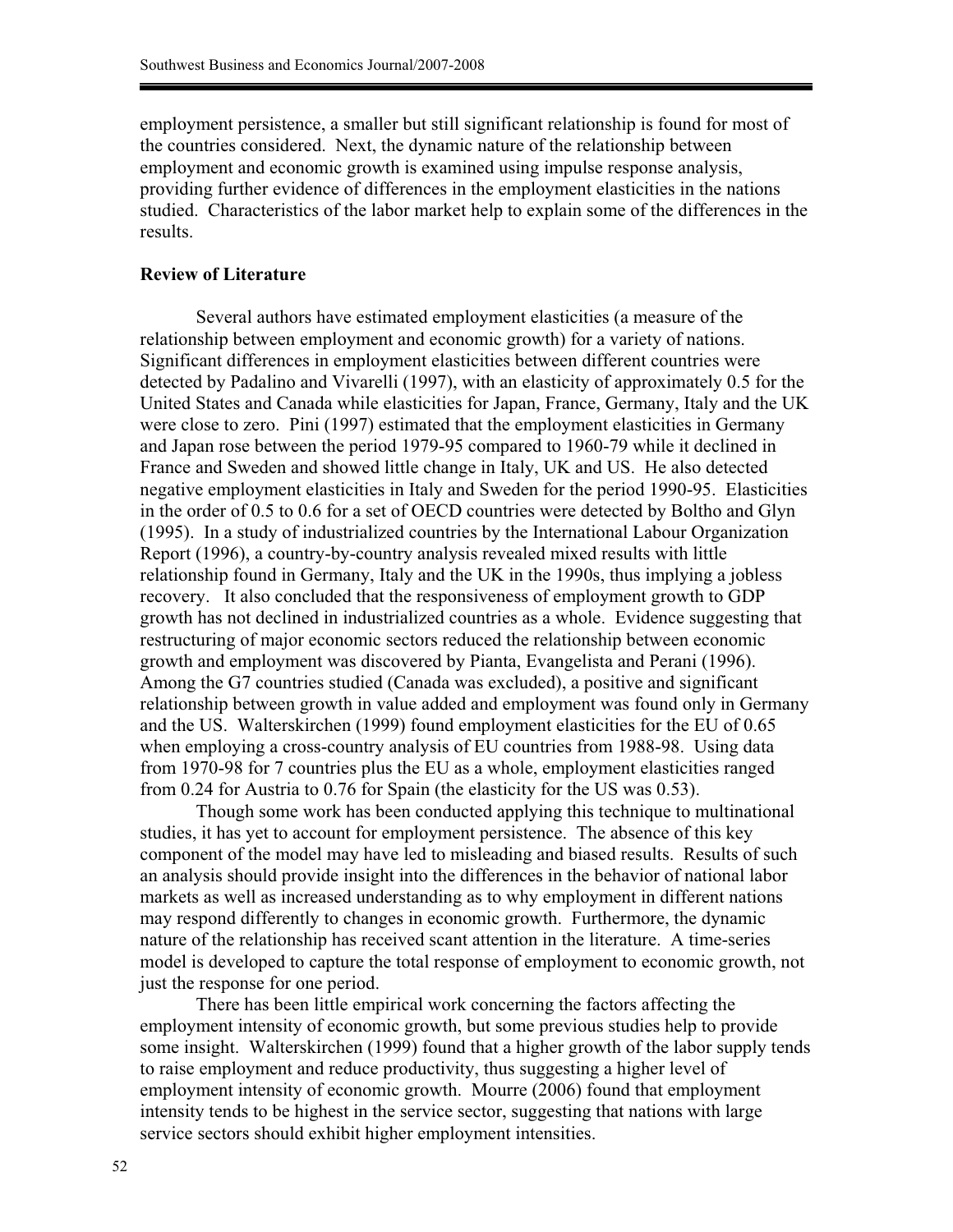employment persistence, a smaller but still significant relationship is found for most of the countries considered. Next, the dynamic nature of the relationship between employment and economic growth is examined using impulse response analysis, providing further evidence of differences in the employment elasticities in the nations studied. Characteristics of the labor market help to explain some of the differences in the results.

## Review of Literature

Several authors have estimated employment elasticities (a measure of the relationship between employment and economic growth) for a variety of nations. Significant differences in employment elasticities between different countries were detected by Padalino and Vivarelli (1997), with an elasticity of approximately 0.5 for the United States and Canada while elasticities for Japan, France, Germany, Italy and the UK were close to zero. Pini (1997) estimated that the employment elasticities in Germany and Japan rose between the period 1979-95 compared to 1960-79 while it declined in France and Sweden and showed little change in Italy, UK and US. He also detected negative employment elasticities in Italy and Sweden for the period 1990-95. Elasticities in the order of 0.5 to 0.6 for a set of OECD countries were detected by Boltho and Glyn (1995). In a study of industrialized countries by the International Labour Organization Report (1996), a country-by-country analysis revealed mixed results with little relationship found in Germany, Italy and the UK in the 1990s, thus implying a jobless recovery. It also concluded that the responsiveness of employment growth to GDP growth has not declined in industrialized countries as a whole. Evidence suggesting that restructuring of major economic sectors reduced the relationship between economic growth and employment was discovered by Pianta, Evangelista and Perani (1996). Among the G7 countries studied (Canada was excluded), a positive and significant relationship between growth in value added and employment was found only in Germany and the US. Walterskirchen (1999) found employment elasticities for the EU of 0.65 when employing a cross-country analysis of EU countries from 1988-98. Using data from 1970-98 for 7 countries plus the EU as a whole, employment elasticities ranged from 0.24 for Austria to 0.76 for Spain (the elasticity for the US was 0.53).

Though some work has been conducted applying this technique to multinational studies, it has yet to account for employment persistence. The absence of this key component of the model may have led to misleading and biased results. Results of such an analysis should provide insight into the differences in the behavior of national labor markets as well as increased understanding as to why employment in different nations may respond differently to changes in economic growth. Furthermore, the dynamic nature of the relationship has received scant attention in the literature. A time-series model is developed to capture the total response of employment to economic growth, not just the response for one period.

There has been little empirical work concerning the factors affecting the employment intensity of economic growth, but some previous studies help to provide some insight. Walterskirchen (1999) found that a higher growth of the labor supply tends to raise employment and reduce productivity, thus suggesting a higher level of employment intensity of economic growth. Mourre (2006) found that employment intensity tends to be highest in the service sector, suggesting that nations with large service sectors should exhibit higher employment intensities.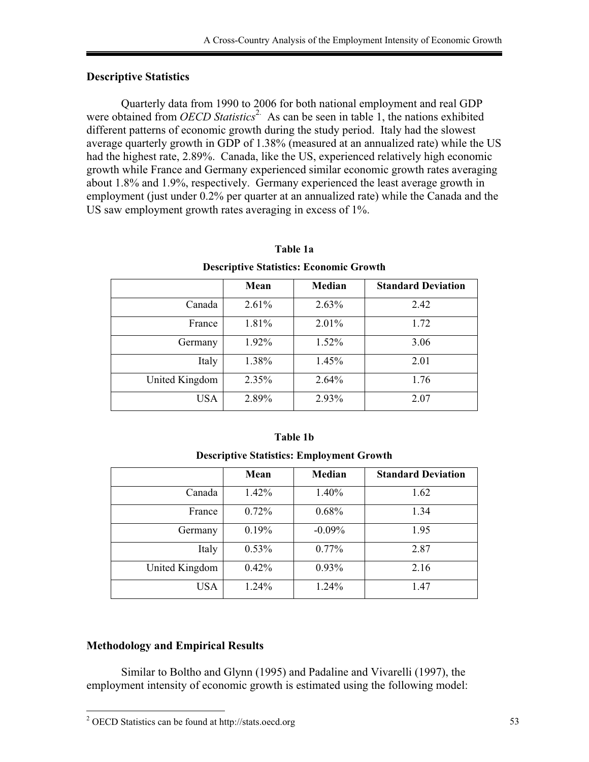### Descriptive Statistics

Quarterly data from 1990 to 2006 for both national employment and real GDP were obtained from *OECD Statistics*[2]. As can be seen in table 1, the nations exhibited different patterns of economic growth during the study period. Italy had the slowest average quarterly growth in GDP of 1.38% (measured at an annualized rate) while the US had the highest rate, 2.89%. Canada, like the US, experienced relatively high economic growth while France and Germany experienced similar economic growth rates averaging about 1.8% and 1.9%, respectively. Germany experienced the least average growth in employment (just under 0.2% per quarter at an annualized rate) while the Canada and the US saw employment growth rates averaging in excess of 1%.

**Table 1a**

**Descriptive Statistics: Economic Growth**

| | Mean | Median | Standard Deviation |
|---|---|---|---|
| Canada | 2.61% | 2.63% | 2.42 |
| France | 1.81% | 2.01% | 1.72 |
| Germany | 1.92% | 1.52% | 3.06 |
| Italy | 1.38% | 1.45% | 2.01 |
| United Kingdom | 2.35% | 2.64% | 1.76 |
| USA | 2.89% | 2.93% | 2.07 |

**Table 1b**

**Descriptive Statistics: Employment Growth**

| | Mean | Median | Standard Deviation |
|---|---|---|---|
| Canada | 1.42% | 1.40% | 1.62 |
| France | 0.72% | 0.68% | 1.34 |
| Germany | 0.19% | -0.09% | 1.95 |
| Italy | 0.53% | 0.77% | 2.87 |
| United Kingdom | 0.42% | 0.93% | 2.16 |
| USA | 1.24% | 1.24% | 1.47 |

### Methodology and Empirical Results

Similar to Boltho and Glynn (1995) and Padaline and Vivarelli (1997), the employment intensity of economic growth is estimated using the following model:

---

[2] OECD Statistics can be found at http://stats.oecd.org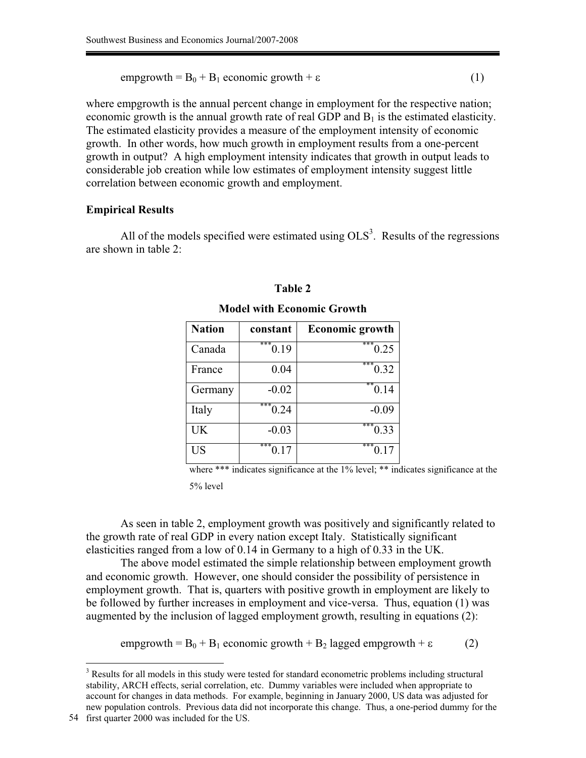$$\text{empgrowth} = B_0 + B_1 \text{ economic growth} + \varepsilon \qquad (1)$$

where empgrowth is the annual percent change in employment for the respective nation; economic growth is the annual growth rate of real GDP and $B_1$ is the estimated elasticity. The estimated elasticity provides a measure of the employment intensity of economic growth. In other words, how much growth in employment results from a one-percent growth in output? A high employment intensity indicates that growth in output leads to considerable job creation while low estimates of employment intensity suggest little correlation between economic growth and employment.

**Empirical Results**

All of the models specified were estimated using OLS[3]. Results of the regressions are shown in table 2:

**Table 2**

**Model with Economic Growth**

| Nation | constant | Economic growth |
|---|---|---|
| Canada | ***0.19 | ***0.25 |
| France | 0.04 | ***0.32 |
| Germany | -0.02 | **0.14 |
| Italy | ***0.24 | -0.09 |
| UK | -0.03 | ***0.33 |
| US | ***0.17 | ***0.17 |

where *** indicates significance at the 1% level; ** indicates significance at the 5% level

As seen in table 2, employment growth was positively and significantly related to the growth rate of real GDP in every nation except Italy. Statistically significant elasticities ranged from a low of 0.14 in Germany to a high of 0.33 in the UK.

The above model estimated the simple relationship between employment growth and economic growth. However, one should consider the possibility of persistence in employment growth. That is, quarters with positive growth in employment are likely to be followed by further increases in employment and vice-versa. Thus, equation (1) was augmented by the inclusion of lagged employment growth, resulting in equations (2):

$$\text{empgrowth} = B_0 + B_1 \text{ economic growth} + B_2 \text{ lagged empgrowth} + \varepsilon \qquad (2)$$

[3] Results for all models in this study were tested for standard econometric problems including structural stability, ARCH effects, serial correlation, etc. Dummy variables were included when appropriate to account for changes in data methods. For example, beginning in January 2000, US data was adjusted for new population controls. Previous data did not incorporate this change. Thus, a one-period dummy for the first quarter 2000 was included for the US.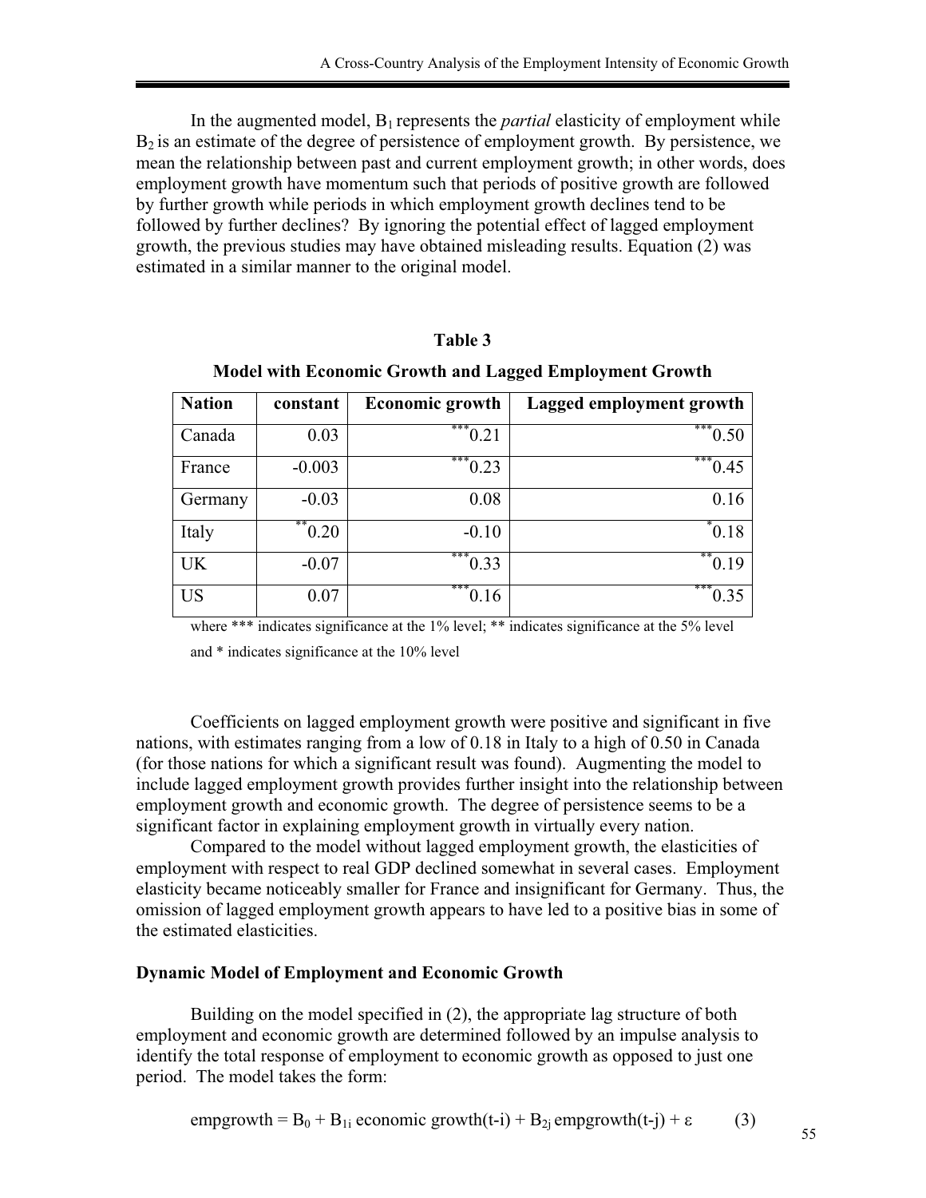In the augmented model, $B_1$ represents the *partial* elasticity of employment while $B_2$ is an estimate of the degree of persistence of employment growth. By persistence, we mean the relationship between past and current employment growth; in other words, does employment growth have momentum such that periods of positive growth are followed by further growth while periods in which employment growth declines tend to be followed by further declines? By ignoring the potential effect of lagged employment growth, the previous studies may have obtained misleading results. Equation (2) was estimated in a similar manner to the original model.

**Table 3**

**Model with Economic Growth and Lagged Employment Growth**

| Nation | constant | Economic growth | Lagged employment growth |
|---|---|---|---|
| Canada | 0.03 | ***0.21 | ***0.50 |
| France | -0.003 | ***0.23 | ***0.45 |
| Germany | -0.03 | 0.08 | 0.16 |
| Italy | **0.20 | -0.10 | *0.18 |
| UK | -0.07 | ***0.33 | **0.19 |
| US | 0.07 | ***0.16 | ***0.35 |

where *** indicates significance at the 1% level; ** indicates significance at the 5% level and * indicates significance at the 10% level

Coefficients on lagged employment growth were positive and significant in five nations, with estimates ranging from a low of 0.18 in Italy to a high of 0.50 in Canada (for those nations for which a significant result was found). Augmenting the model to include lagged employment growth provides further insight into the relationship between employment growth and economic growth. The degree of persistence seems to be a significant factor in explaining employment growth in virtually every nation.

Compared to the model without lagged employment growth, the elasticities of employment with respect to real GDP declined somewhat in several cases. Employment elasticity became noticeably smaller for France and insignificant for Germany. Thus, the omission of lagged employment growth appears to have led to a positive bias in some of the estimated elasticities.

**Dynamic Model of Employment and Economic Growth**

Building on the model specified in (2), the appropriate lag structure of both employment and economic growth are determined followed by an impulse analysis to identify the total response of employment to economic growth as opposed to just one period. The model takes the form:

$$\text{empgrowth} = B_0 + B_{1i}\,\text{economic growth}(t-i) + B_{2j}\,\text{empgrowth}(t-j) + \varepsilon \qquad (3)$$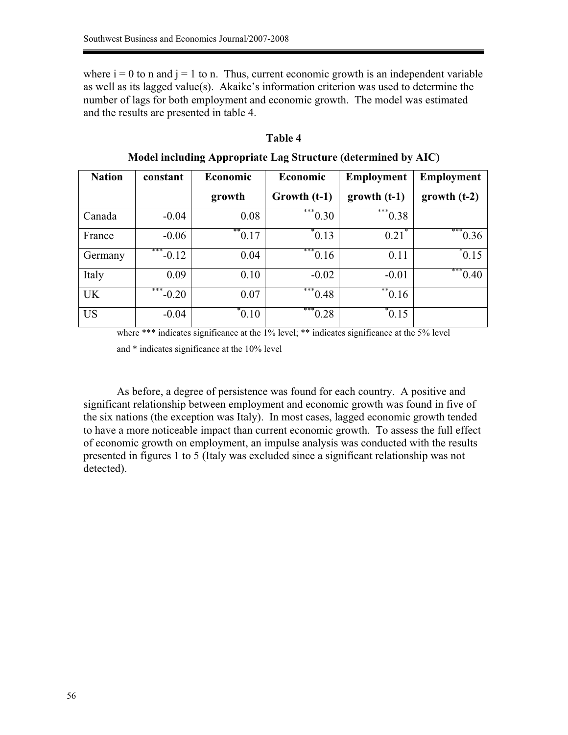where i = 0 to n and j = 1 to n. Thus, current economic growth is an independent variable as well as its lagged value(s). Akaike's information criterion was used to determine the number of lags for both employment and economic growth. The model was estimated and the results are presented in table 4.

**Table 4**

**Model including Appropriate Lag Structure (determined by AIC)**

| Nation | constant | Economic growth | Economic Growth (t-1) | Employment growth (t-1) | Employment growth (t-2) |
|---|---|---|---|---|---|
| Canada | -0.04 | 0.08 | ***0.30 | ***0.38 | |
| France | -0.06 | **0.17 | *0.13 | 0.21* | ***0.36 |
| Germany | ***-0.12 | 0.04 | ***0.16 | 0.11 | *0.15 |
| Italy | 0.09 | 0.10 | -0.02 | -0.01 | ***0.40 |
| UK | ***-0.20 | 0.07 | ***0.48 | **0.16 | |
| US | -0.04 | *0.10 | ***0.28 | *0.15 | |

where *** indicates significance at the 1% level; ** indicates significance at the 5% level and * indicates significance at the 10% level

As before, a degree of persistence was found for each country. A positive and significant relationship between employment and economic growth was found in five of the six nations (the exception was Italy). In most cases, lagged economic growth tended to have a more noticeable impact than current economic growth. To assess the full effect of economic growth on employment, an impulse analysis was conducted with the results presented in figures 1 to 5 (Italy was excluded since a significant relationship was not detected).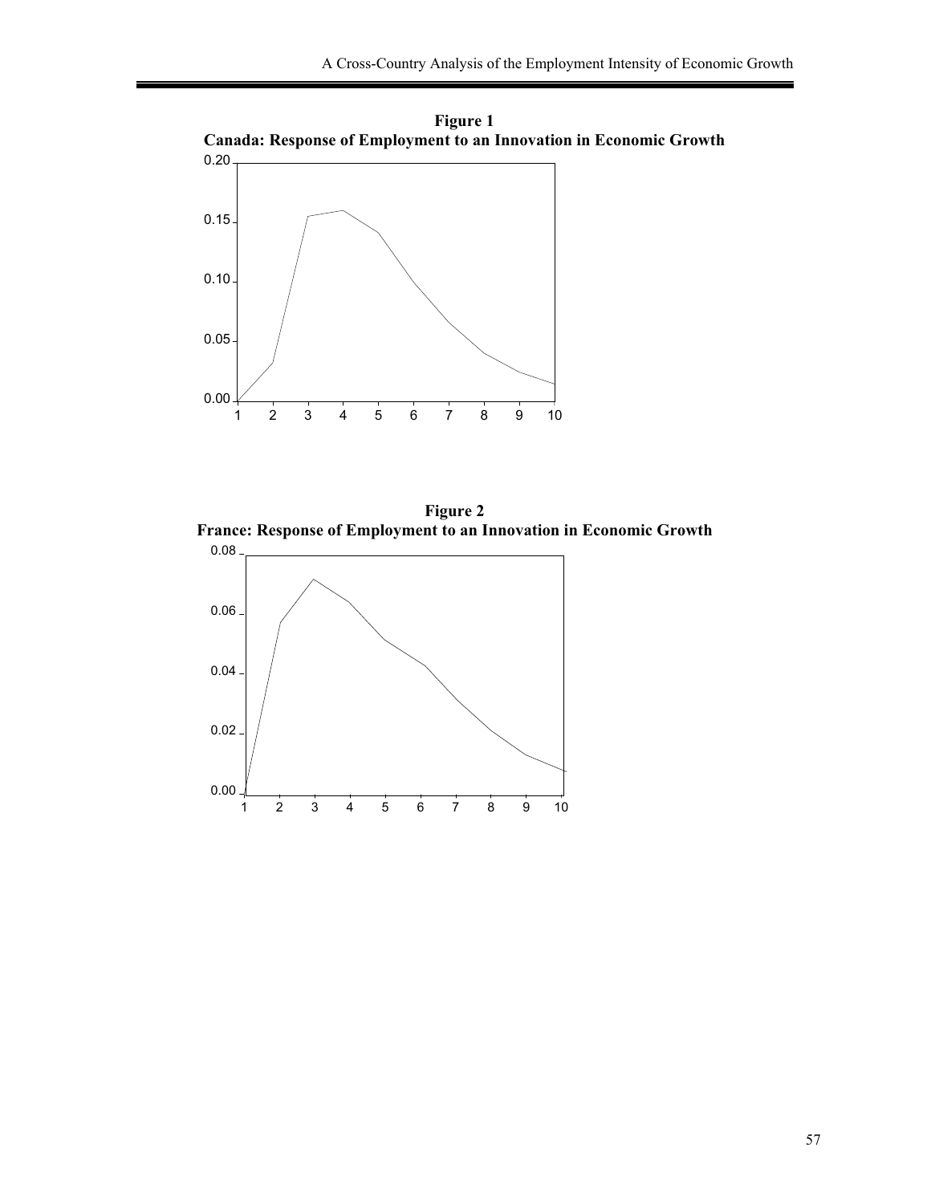**Figure 1**
**Canada: Response of Employment to an Innovation in Economic Growth**

**Figure 2**
**France: Response of Employment to an Innovation in Economic Growth**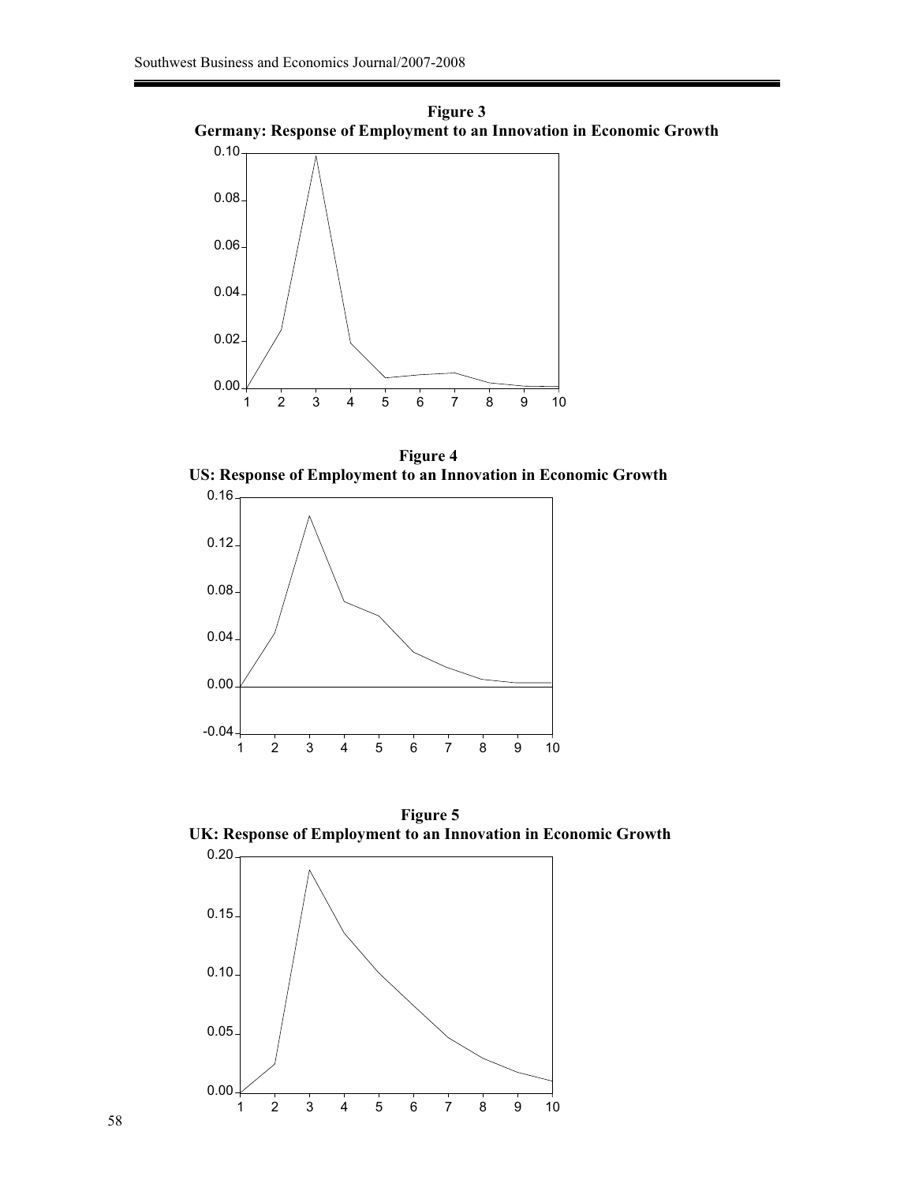**Figure 3**
**Germany: Response of Employment to an Innovation in Economic Growth**

**Figure 4**
**US: Response of Employment to an Innovation in Economic Growth**

**Figure 5**
**UK: Response of Employment to an Innovation in Economic Growth**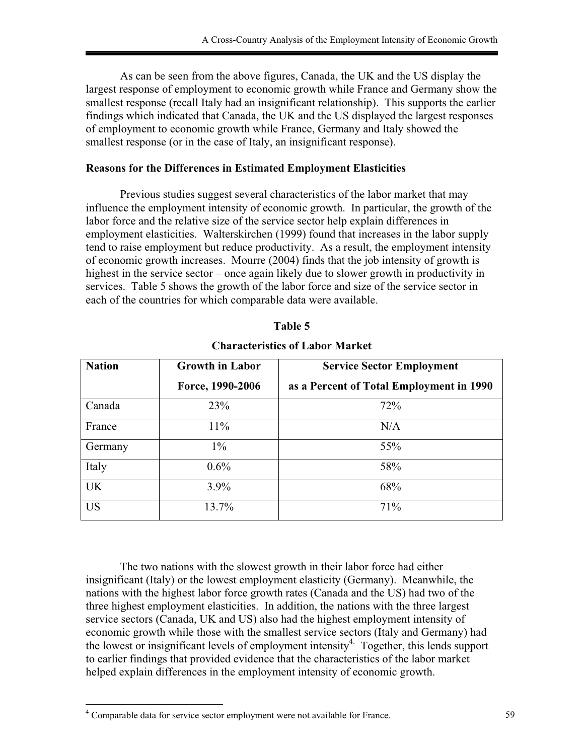As can be seen from the above figures, Canada, the UK and the US display the largest response of employment to economic growth while France and Germany show the smallest response (recall Italy had an insignificant relationship). This supports the earlier findings which indicated that Canada, the UK and the US displayed the largest responses of employment to economic growth while France, Germany and Italy showed the smallest response (or in the case of Italy, an insignificant response).

**Reasons for the Differences in Estimated Employment Elasticities**

Previous studies suggest several characteristics of the labor market that may influence the employment intensity of economic growth. In particular, the growth of the labor force and the relative size of the service sector help explain differences in employment elasticities. Walterskirchen (1999) found that increases in the labor supply tend to raise employment but reduce productivity. As a result, the employment intensity of economic growth increases. Mourre (2004) finds that the job intensity of growth is highest in the service sector – once again likely due to slower growth in productivity in services. Table 5 shows the growth of the labor force and size of the service sector in each of the countries for which comparable data were available.

**Table 5**

**Characteristics of Labor Market**

| Nation | Growth in Labor Force, 1990-2006 | Service Sector Employment as a Percent of Total Employment in 1990 |
|---|---|---|
| Canada | 23% | 72% |
| France | 11% | N/A |
| Germany | 1% | 55% |
| Italy | 0.6% | 58% |
| UK | 3.9% | 68% |
| US | 13.7% | 71% |

The two nations with the slowest growth in their labor force had either insignificant (Italy) or the lowest employment elasticity (Germany). Meanwhile, the nations with the highest labor force growth rates (Canada and the US) had two of the three highest employment elasticities. In addition, the nations with the three largest service sectors (Canada, UK and US) also had the highest employment intensity of economic growth while those with the smallest service sectors (Italy and Germany) had the lowest or insignificant levels of employment intensity[4]. Together, this lends support to earlier findings that provided evidence that the characteristics of the labor market helped explain differences in the employment intensity of economic growth.

[4] Comparable data for service sector employment were not available for France.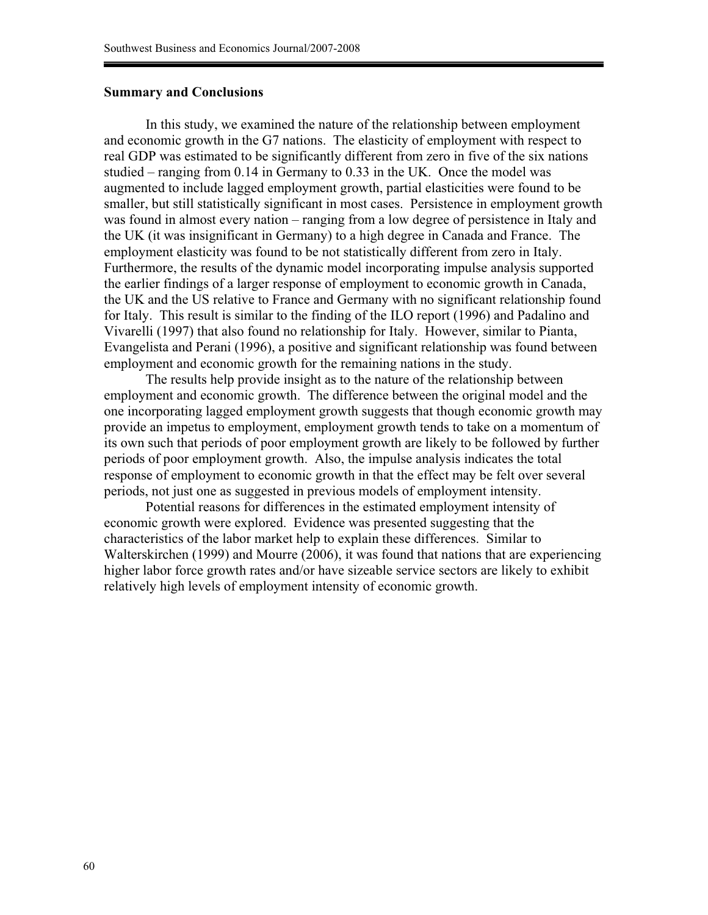## Summary and Conclusions

In this study, we examined the nature of the relationship between employment and economic growth in the G7 nations. The elasticity of employment with respect to real GDP was estimated to be significantly different from zero in five of the six nations studied – ranging from 0.14 in Germany to 0.33 in the UK. Once the model was augmented to include lagged employment growth, partial elasticities were found to be smaller, but still statistically significant in most cases. Persistence in employment growth was found in almost every nation – ranging from a low degree of persistence in Italy and the UK (it was insignificant in Germany) to a high degree in Canada and France. The employment elasticity was found to be not statistically different from zero in Italy. Furthermore, the results of the dynamic model incorporating impulse analysis supported the earlier findings of a larger response of employment to economic growth in Canada, the UK and the US relative to France and Germany with no significant relationship found for Italy. This result is similar to the finding of the ILO report (1996) and Padalino and Vivarelli (1997) that also found no relationship for Italy. However, similar to Pianta, Evangelista and Perani (1996), a positive and significant relationship was found between employment and economic growth for the remaining nations in the study.

The results help provide insight as to the nature of the relationship between employment and economic growth. The difference between the original model and the one incorporating lagged employment growth suggests that though economic growth may provide an impetus to employment, employment growth tends to take on a momentum of its own such that periods of poor employment growth are likely to be followed by further periods of poor employment growth. Also, the impulse analysis indicates the total response of employment to economic growth in that the effect may be felt over several periods, not just one as suggested in previous models of employment intensity.

Potential reasons for differences in the estimated employment intensity of economic growth were explored. Evidence was presented suggesting that the characteristics of the labor market help to explain these differences. Similar to Walterskirchen (1999) and Mourre (2006), it was found that nations that are experiencing higher labor force growth rates and/or have sizeable service sectors are likely to exhibit relatively high levels of employment intensity of economic growth.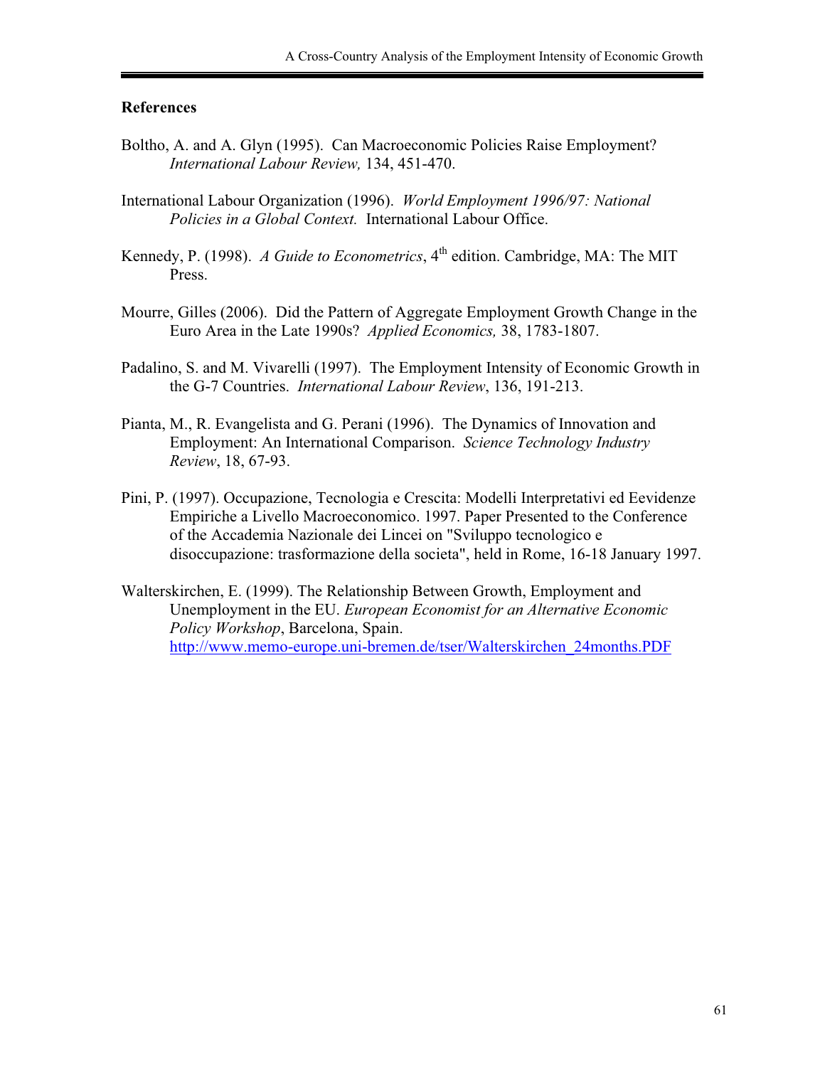## References

Boltho, A. and A. Glyn (1995). Can Macroeconomic Policies Raise Employment? *International Labour Review,* 134, 451-470.

International Labour Organization (1996). *World Employment 1996/97: National Policies in a Global Context.* International Labour Office.

Kennedy, P. (1998). *A Guide to Econometrics*, 4th edition. Cambridge, MA: The MIT Press.

Mourre, Gilles (2006). Did the Pattern of Aggregate Employment Growth Change in the Euro Area in the Late 1990s? *Applied Economics,* 38, 1783-1807.

Padalino, S. and M. Vivarelli (1997). The Employment Intensity of Economic Growth in the G-7 Countries. *International Labour Review*, 136, 191-213.

Pianta, M., R. Evangelista and G. Perani (1996). The Dynamics of Innovation and Employment: An International Comparison. *Science Technology Industry Review*, 18, 67-93.

Pini, P. (1997). Occupazione, Tecnologia e Crescita: Modelli Interpretativi ed Eevidenze Empiriche a Livello Macroeconomico. 1997. Paper Presented to the Conference of the Accademia Nazionale dei Lincei on "Sviluppo tecnologico e disoccupazione: trasformazione della societa", held in Rome, 16-18 January 1997.

Walterskirchen, E. (1999). The Relationship Between Growth, Employment and Unemployment in the EU. *European Economist for an Alternative Economic Policy Workshop*, Barcelona, Spain. http://www.memo-europe.uni-bremen.de/tser/Walterskirchen_24months.PDF